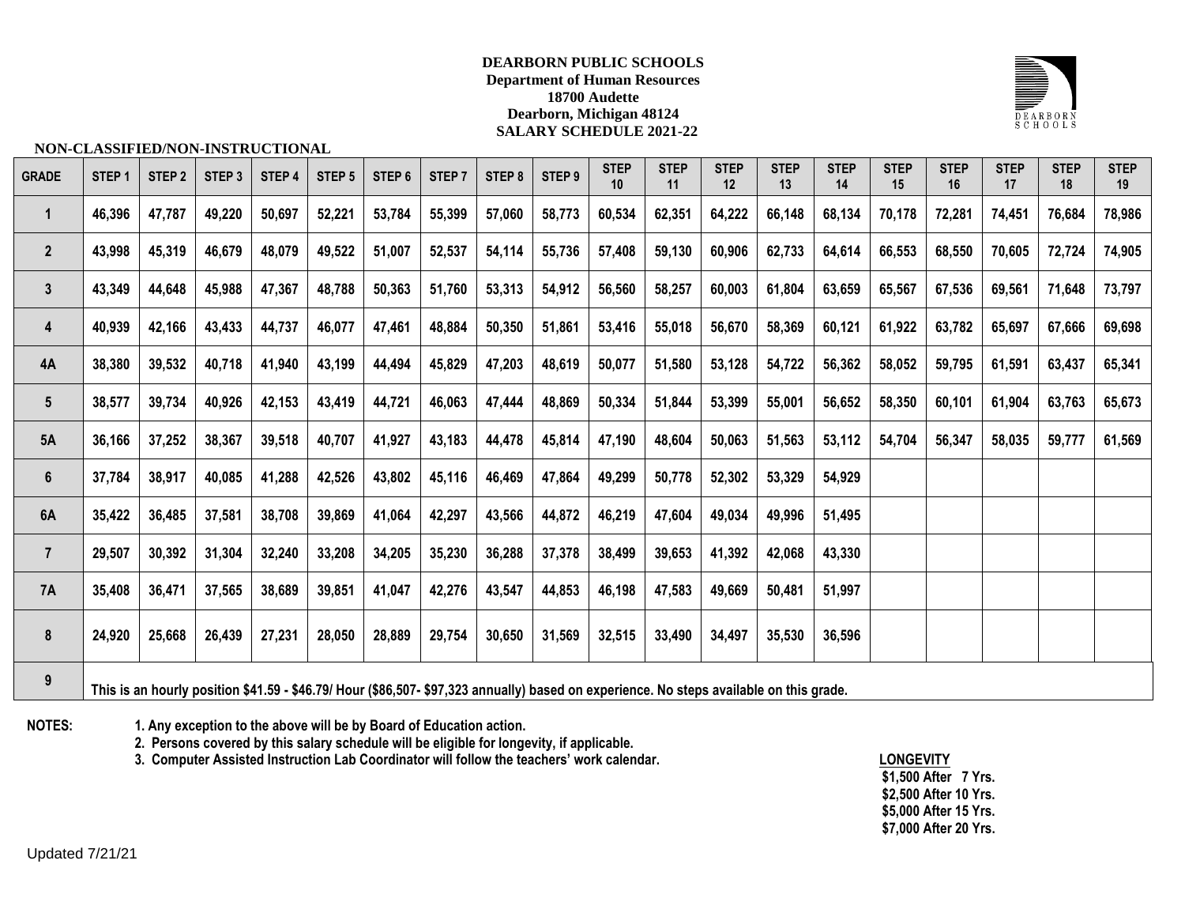**DEARBORN PUBLIC SCHOOLS**
**Department of Human Resources**
**18700 Audette**
**Dearborn, Michigan 48124**
**SALARY SCHEDULE 2021-22**

**NON-CLASSIFIED/NON-INSTRUCTIONAL**

| GRADE | STEP 1 | STEP 2 | STEP 3 | STEP 4 | STEP 5 | STEP 6 | STEP 7 | STEP 8 | STEP 9 | STEP 10 | STEP 11 | STEP 12 | STEP 13 | STEP 14 | STEP 15 | STEP 16 | STEP 17 | STEP 18 | STEP 19 |
|---|---|---|---|---|---|---|---|---|---|---|---|---|---|---|---|---|---|---|---|
| 1 | 46,396 | 47,787 | 49,220 | 50,697 | 52,221 | 53,784 | 55,399 | 57,060 | 58,773 | 60,534 | 62,351 | 64,222 | 66,148 | 68,134 | 70,178 | 72,281 | 74,451 | 76,684 | 78,986 |
| 2 | 43,998 | 45,319 | 46,679 | 48,079 | 49,522 | 51,007 | 52,537 | 54,114 | 55,736 | 57,408 | 59,130 | 60,906 | 62,733 | 64,614 | 66,553 | 68,550 | 70,605 | 72,724 | 74,905 |
| 3 | 43,349 | 44,648 | 45,988 | 47,367 | 48,788 | 50,363 | 51,760 | 53,313 | 54,912 | 56,560 | 58,257 | 60,003 | 61,804 | 63,659 | 65,567 | 67,536 | 69,561 | 71,648 | 73,797 |
| 4 | 40,939 | 42,166 | 43,433 | 44,737 | 46,077 | 47,461 | 48,884 | 50,350 | 51,861 | 53,416 | 55,018 | 56,670 | 58,369 | 60,121 | 61,922 | 63,782 | 65,697 | 67,666 | 69,698 |
| 4A | 38,380 | 39,532 | 40,718 | 41,940 | 43,199 | 44,494 | 45,829 | 47,203 | 48,619 | 50,077 | 51,580 | 53,128 | 54,722 | 56,362 | 58,052 | 59,795 | 61,591 | 63,437 | 65,341 |
| 5 | 38,577 | 39,734 | 40,926 | 42,153 | 43,419 | 44,721 | 46,063 | 47,444 | 48,869 | 50,334 | 51,844 | 53,399 | 55,001 | 56,652 | 58,350 | 60,101 | 61,904 | 63,763 | 65,673 |
| 5A | 36,166 | 37,252 | 38,367 | 39,518 | 40,707 | 41,927 | 43,183 | 44,478 | 45,814 | 47,190 | 48,604 | 50,063 | 51,563 | 53,112 | 54,704 | 56,347 | 58,035 | 59,777 | 61,569 |
| 6 | 37,784 | 38,917 | 40,085 | 41,288 | 42,526 | 43,802 | 45,116 | 46,469 | 47,864 | 49,299 | 50,778 | 52,302 | 53,329 | 54,929 | | | | | |
| 6A | 35,422 | 36,485 | 37,581 | 38,708 | 39,869 | 41,064 | 42,297 | 43,566 | 44,872 | 46,219 | 47,604 | 49,034 | 49,996 | 51,495 | | | | | |
| 7 | 29,507 | 30,392 | 31,304 | 32,240 | 33,208 | 34,205 | 35,230 | 36,288 | 37,378 | 38,499 | 39,653 | 41,392 | 42,068 | 43,330 | | | | | |
| 7A | 35,408 | 36,471 | 37,565 | 38,689 | 39,851 | 41,047 | 42,276 | 43,547 | 44,853 | 46,198 | 47,583 | 49,669 | 50,481 | 51,997 | | | | | |
| 8 | 24,920 | 25,668 | 26,439 | 27,231 | 28,050 | 28,889 | 29,754 | 30,650 | 31,569 | 32,515 | 33,490 | 34,497 | 35,530 | 36,596 | | | | | |
| 9 | This is an hourly position $41.59 - $46.79/ Hour ($86,507- $97,323 annually) based on experience. No steps available on this grade. | | | | | | | | | | | | | | | | | | |

**NOTES:**

1. Any exception to the above will be by Board of Education action.
2. Persons covered by this salary schedule will be eligible for longevity, if applicable.
3. Computer Assisted Instruction Lab Coordinator will follow the teachers' work calendar.

**LONGEVITY**

- $1,500 After 7 Yrs.
- $2,500 After 10 Yrs.
- $5,000 After 15 Yrs.
- $7,000 After 20 Yrs.

Updated 7/21/21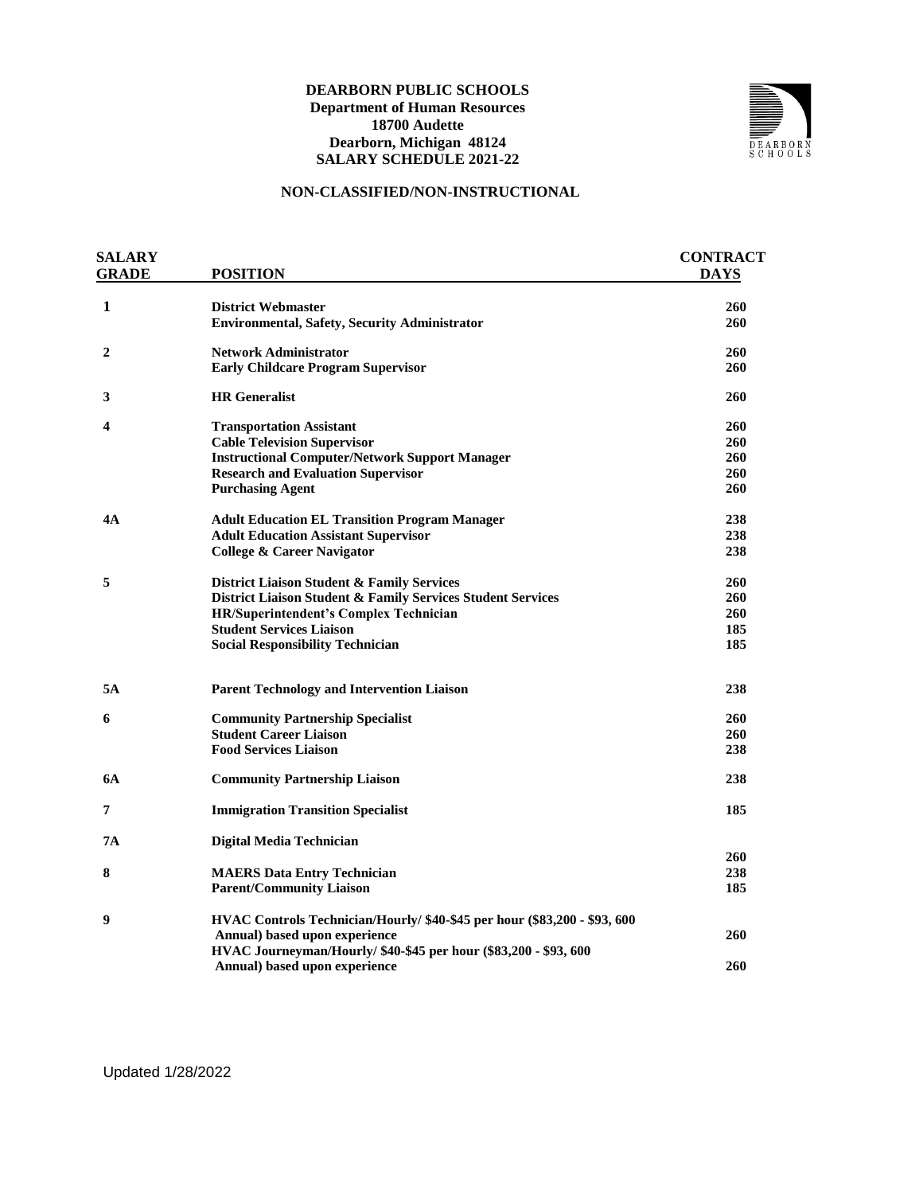**DEARBORN PUBLIC SCHOOLS**
**Department of Human Resources**
**18700 Audette**
**Dearborn, Michigan 48124**
**SALARY SCHEDULE 2021-22**

## NON-CLASSIFIED/NON-INSTRUCTIONAL

| SALARY GRADE | POSITION | CONTRACT DAYS |
|---|---|---|
| 1 | District Webmaster | 260 |
| | Environmental, Safety, Security Administrator | 260 |
| 2 | Network Administrator | 260 |
| | Early Childcare Program Supervisor | 260 |
| 3 | HR Generalist | 260 |
| 4 | Transportation Assistant | 260 |
| | Cable Television Supervisor | 260 |
| | Instructional Computer/Network Support Manager | 260 |
| | Research and Evaluation Supervisor | 260 |
| | Purchasing Agent | 260 |
| 4A | Adult Education EL Transition Program Manager | 238 |
| | Adult Education Assistant Supervisor | 238 |
| | College & Career Navigator | 238 |
| 5 | District Liaison Student & Family Services | 260 |
| | District Liaison Student & Family Services Student Services | 260 |
| | HR/Superintendent's Complex Technician | 260 |
| | Student Services Liaison | 185 |
| | Social Responsibility Technician | 185 |
| 5A | Parent Technology and Intervention Liaison | 238 |
| 6 | Community Partnership Specialist | 260 |
| | Student Career Liaison | 260 |
| | Food Services Liaison | 238 |
| 6A | Community Partnership Liaison | 238 |
| 7 | Immigration Transition Specialist | 185 |
| 7A | Digital Media Technician | 260 |
| 8 | MAERS Data Entry Technician | 238 |
| | Parent/Community Liaison | 185 |
| 9 | HVAC Controls Technician/Hourly/ $40-$45 per hour ($83,200 - $93, 600 Annual) based upon experience | 260 |
| | HVAC Journeyman/Hourly/ $40-$45 per hour ($83,200 - $93, 600 Annual) based upon experience | 260 |

Updated 1/28/2022